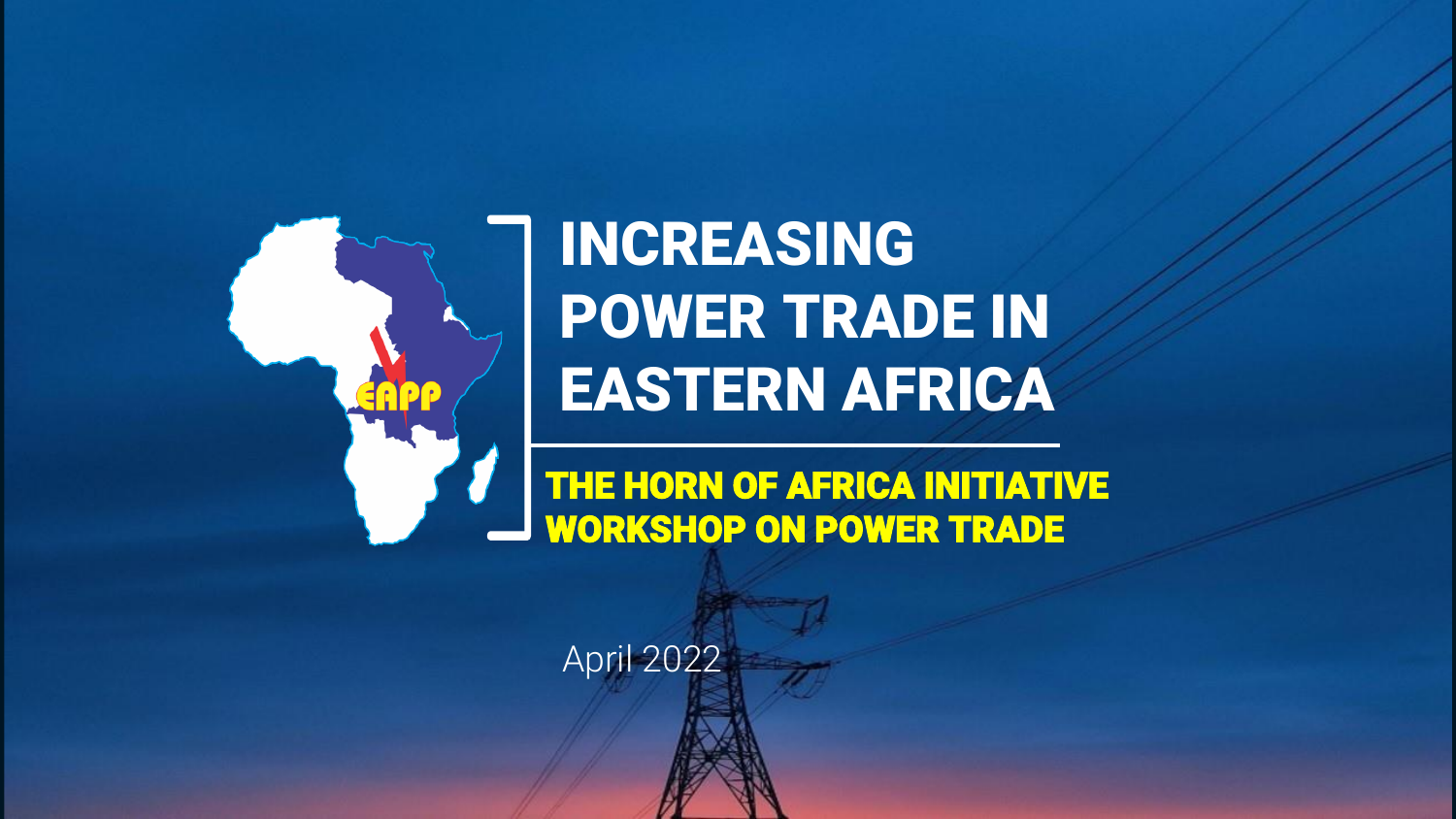# INCREASING POWER TRADE IN EASTERN AFRICA

## THE HORN OF AFRICA INITIATIVE WORKSHOP ON POWER TRADE

April 2022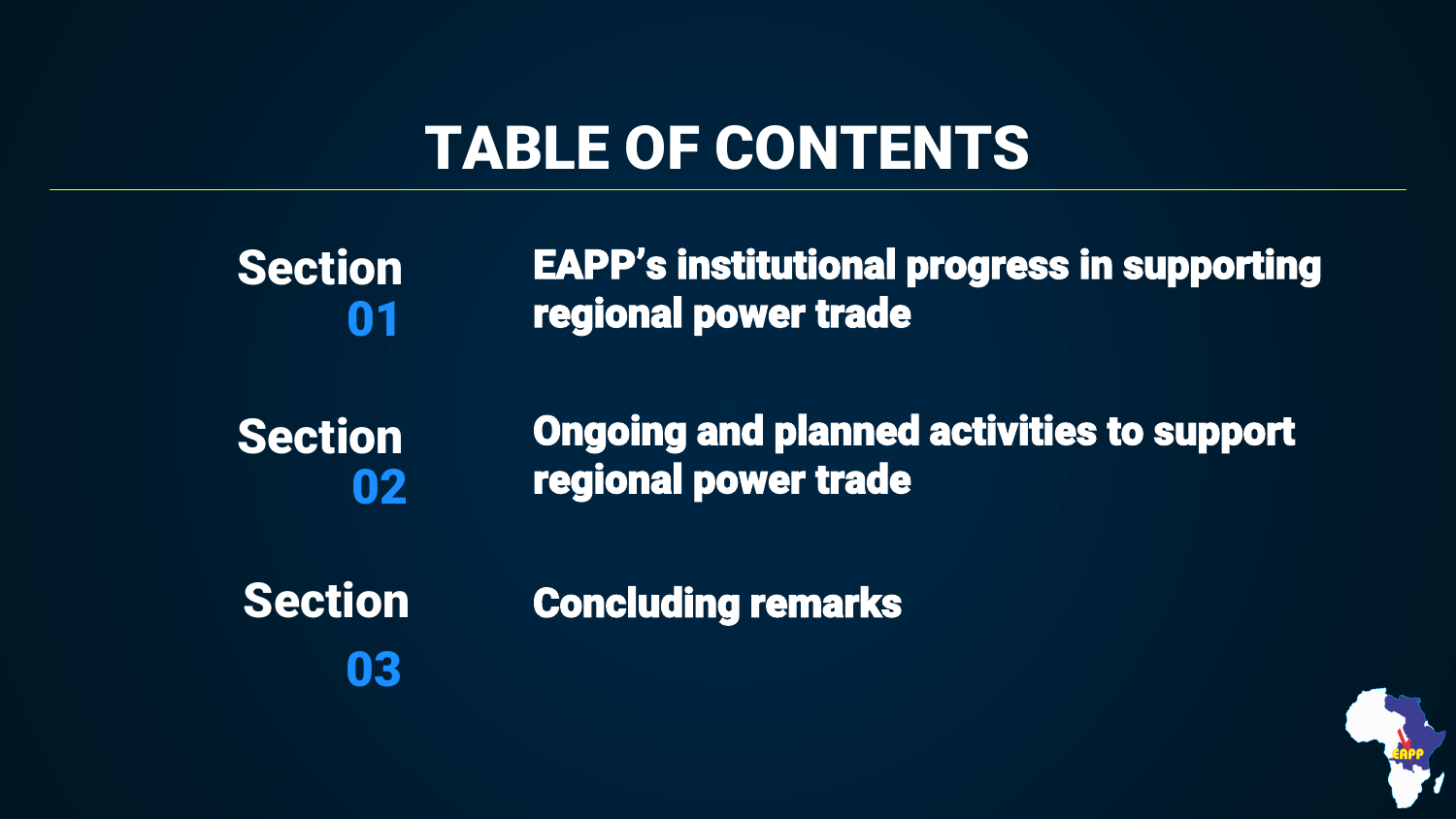# TABLE OF CONTENTS

**Section 01** — EAPP's institutional progress in supporting regional power trade

**Section 02** — Ongoing and planned activities to support regional power trade

**Section 03** — Concluding remarks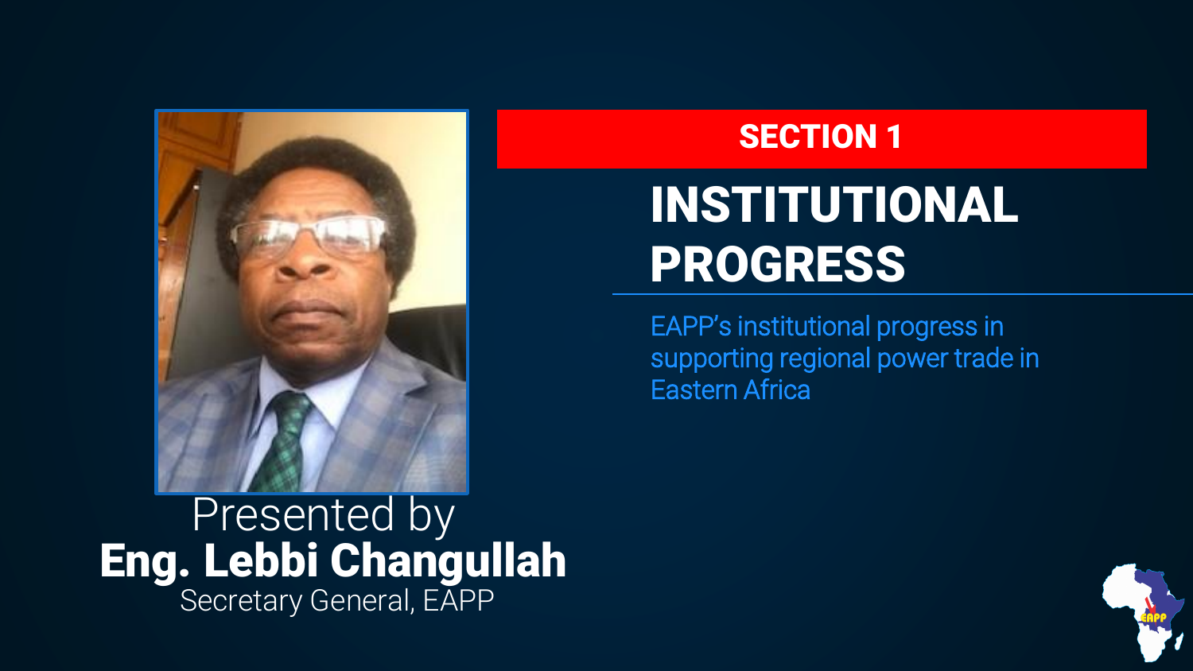## SECTION 1

# INSTITUTIONAL PROGRESS

EAPP's institutional progress in supporting regional power trade in Eastern Africa

Presented by
**Eng. Lebbi Changullah**
Secretary General, EAPP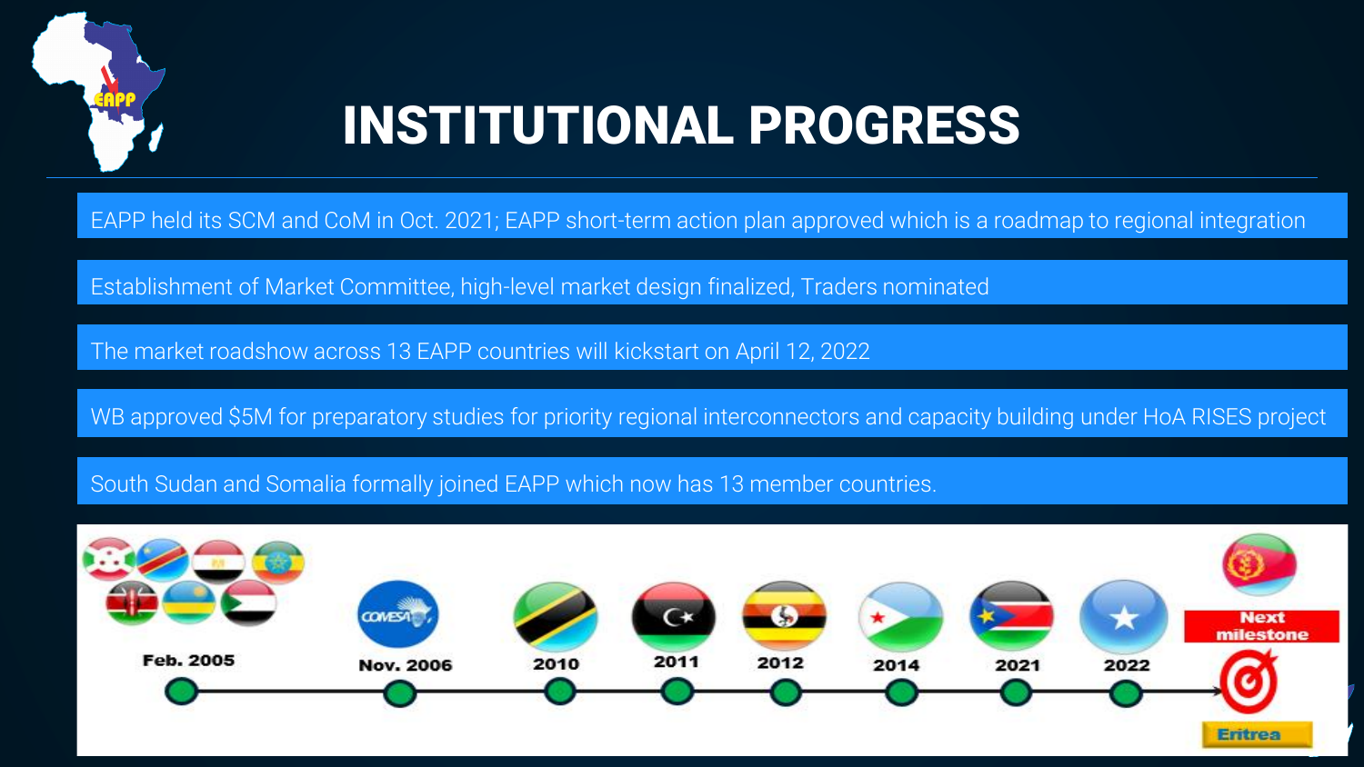# INSTITUTIONAL PROGRESS

- EAPP held its SCM and CoM in Oct. 2021; EAPP short-term action plan approved which is a roadmap to regional integration
- Establishment of Market Committee, high-level market design finalized, Traders nominated
- The market roadshow across 13 EAPP countries will kickstart on April 12, 2022
- WB approved $5M for preparatory studies for priority regional interconnectors and capacity building under HoA RISES project
- South Sudan and Somalia formally joined EAPP which now has 13 member countries.

Feb. 2005 — Nov. 2006 — 2010 — 2011 — 2012 — 2014 — 2021 — 2022 — Next milestone: Eritrea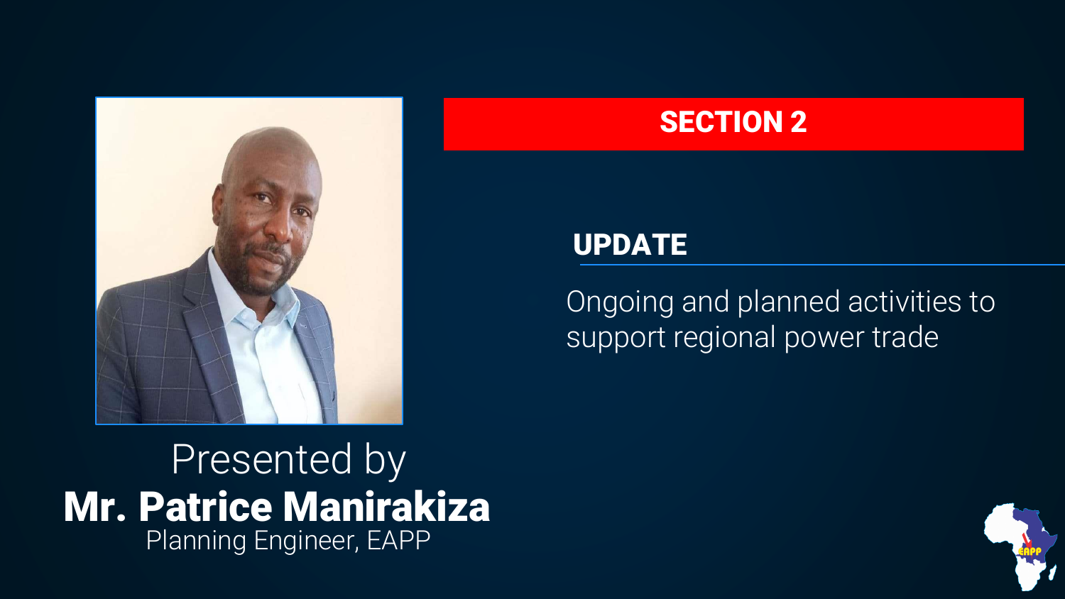## SECTION 2

### UPDATE

Ongoing and planned activities to support regional power trade

Presented by

**Mr. Patrice Manirakiza**

Planning Engineer, EAPP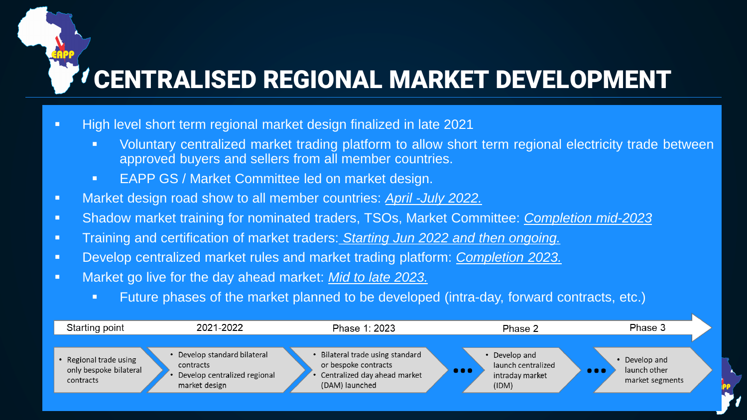# CENTRALISED REGIONAL MARKET DEVELOPMENT

- High level short term regional market design finalized in late 2021
  - Voluntary centralized market trading platform to allow short term regional electricity trade between approved buyers and sellers from all member countries.
  - EAPP GS / Market Committee led on market design.
- Market design road show to all member countries: *April -July 2022.*
- Shadow market training for nominated traders, TSOs, Market Committee: *Completion mid-2023*
- Training and certification of market traders: *Starting Jun 2022 and then ongoing.*
- Develop centralized market rules and market trading platform: *Completion 2023.*
- Market go live for the day ahead market: *Mid to late 2023.*
  - Future phases of the market planned to be developed (intra-day, forward contracts, etc.)

| Starting point | 2021-2022 | Phase 1: 2023 | Phase 2 | Phase 3 |
|---|---|---|---|---|
| • Regional trade using only bespoke bilateral contracts | • Develop standard bilateral contracts<br>• Develop centralized regional market design | • Bilateral trade using standard or bespoke contracts<br>• Centralized day ahead market (DAM) launched | • Develop and launch centralized intraday market (IDM) | • Develop and launch other market segments |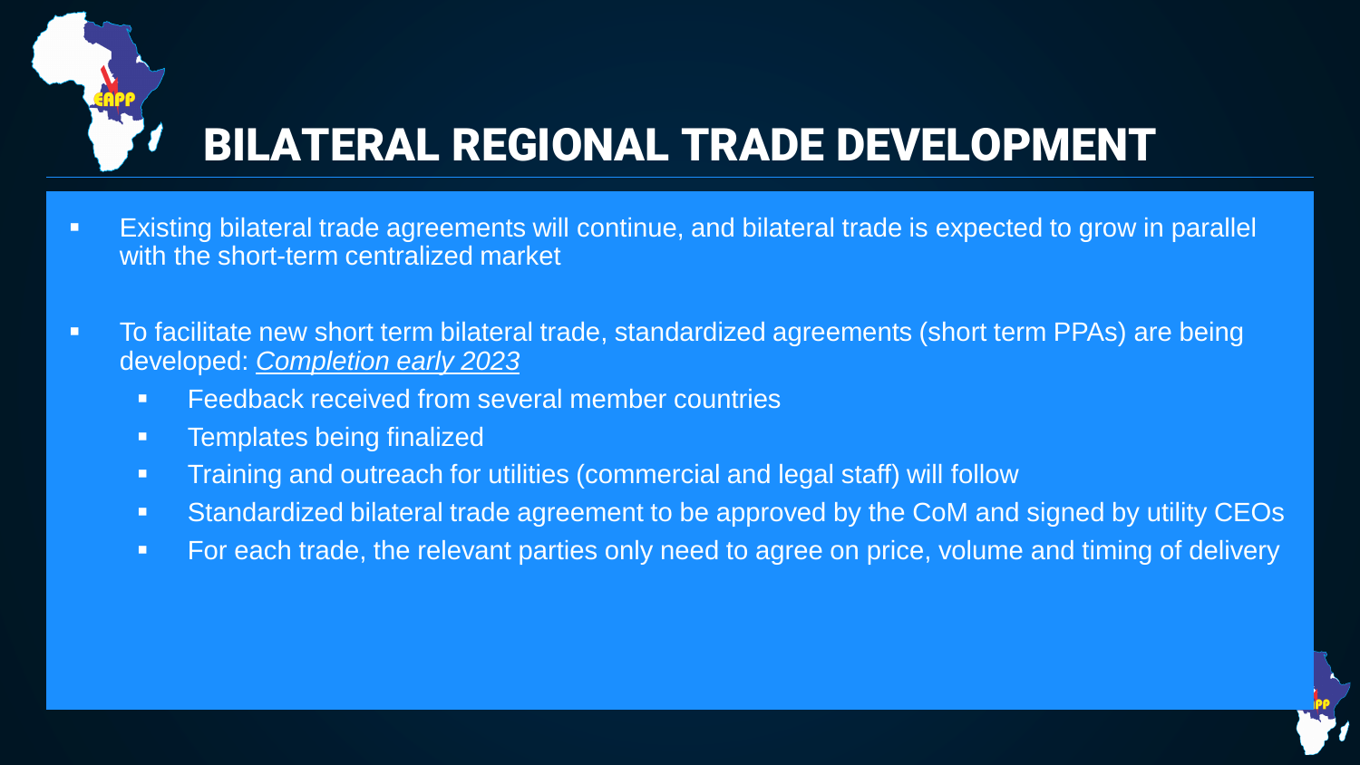# BILATERAL REGIONAL TRADE DEVELOPMENT

- Existing bilateral trade agreements will continue, and bilateral trade is expected to grow in parallel with the short-term centralized market
- To facilitate new short term bilateral trade, standardized agreements (short term PPAs) are being developed: *Completion early 2023*
  - Feedback received from several member countries
  - Templates being finalized
  - Training and outreach for utilities (commercial and legal staff) will follow
  - Standardized bilateral trade agreement to be approved by the CoM and signed by utility CEOs
  - For each trade, the relevant parties only need to agree on price, volume and timing of delivery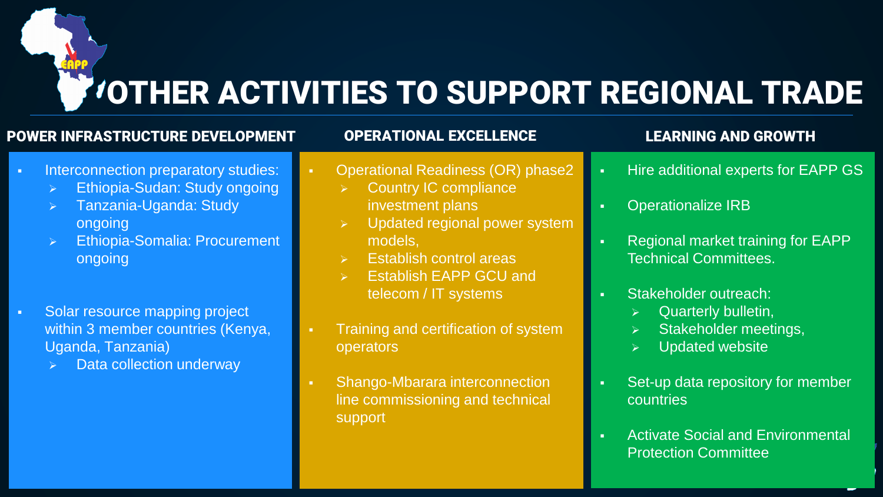# OTHER ACTIVITIES TO SUPPORT REGIONAL TRADE

## POWER INFRASTRUCTURE DEVELOPMENT

- Interconnection preparatory studies:
  - Ethiopia-Sudan: Study ongoing
  - Tanzania-Uganda: Study ongoing
  - Ethiopia-Somalia: Procurement ongoing
- Solar resource mapping project within 3 member countries (Kenya, Uganda, Tanzania)
  - Data collection underway

## OPERATIONAL EXCELLENCE

- Operational Readiness (OR) phase2
  - Country IC compliance investment plans
  - Updated regional power system models,
  - Establish control areas
  - Establish EAPP GCU and telecom / IT systems
- Training and certification of system operators
- Shango-Mbarara interconnection line commissioning and technical support

## LEARNING AND GROWTH

- Hire additional experts for EAPP GS
- Operationalize IRB
- Regional market training for EAPP Technical Committees.
- Stakeholder outreach:
  - Quarterly bulletin,
  - Stakeholder meetings,
  - Updated website
- Set-up data repository for member countries
- Activate Social and Environmental Protection Committee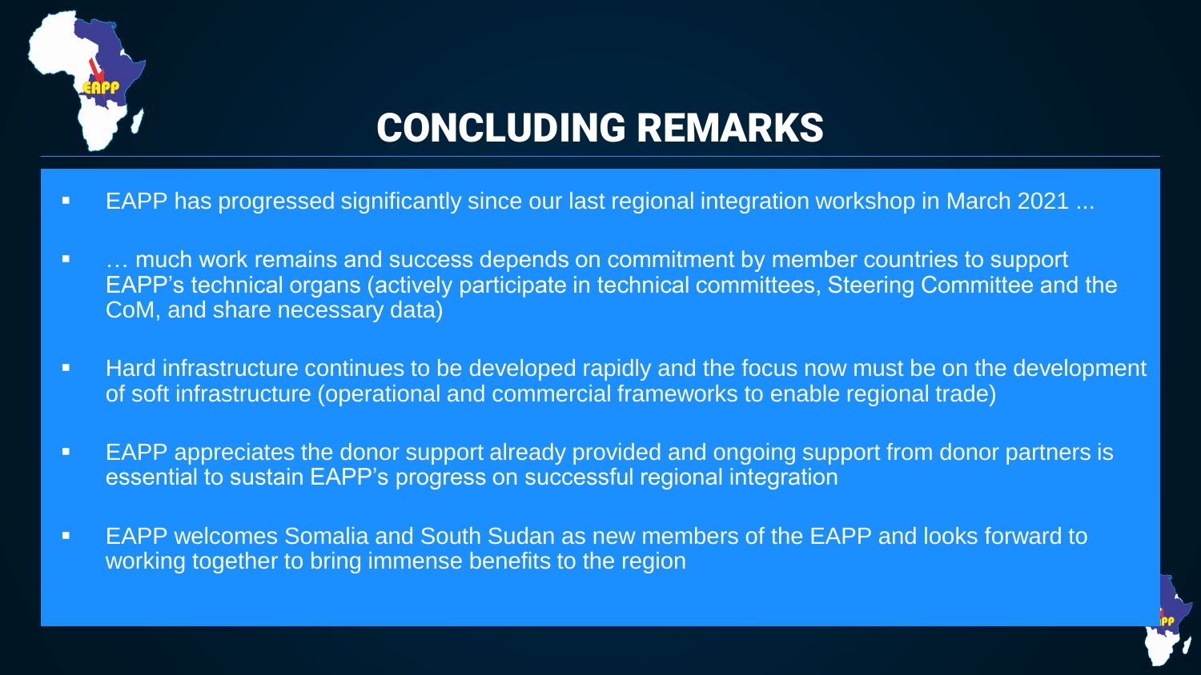# CONCLUDING REMARKS

- EAPP has progressed significantly since our last regional integration workshop in March 2021 ...
- … much work remains and success depends on commitment by member countries to support EAPP's technical organs (actively participate in technical committees, Steering Committee and the CoM, and share necessary data)
- Hard infrastructure continues to be developed rapidly and the focus now must be on the development of soft infrastructure (operational and commercial frameworks to enable regional trade)
- EAPP appreciates the donor support already provided and ongoing support from donor partners is essential to sustain EAPP's progress on successful regional integration
- EAPP welcomes Somalia and South Sudan as new members of the EAPP and looks forward to working together to bring immense benefits to the region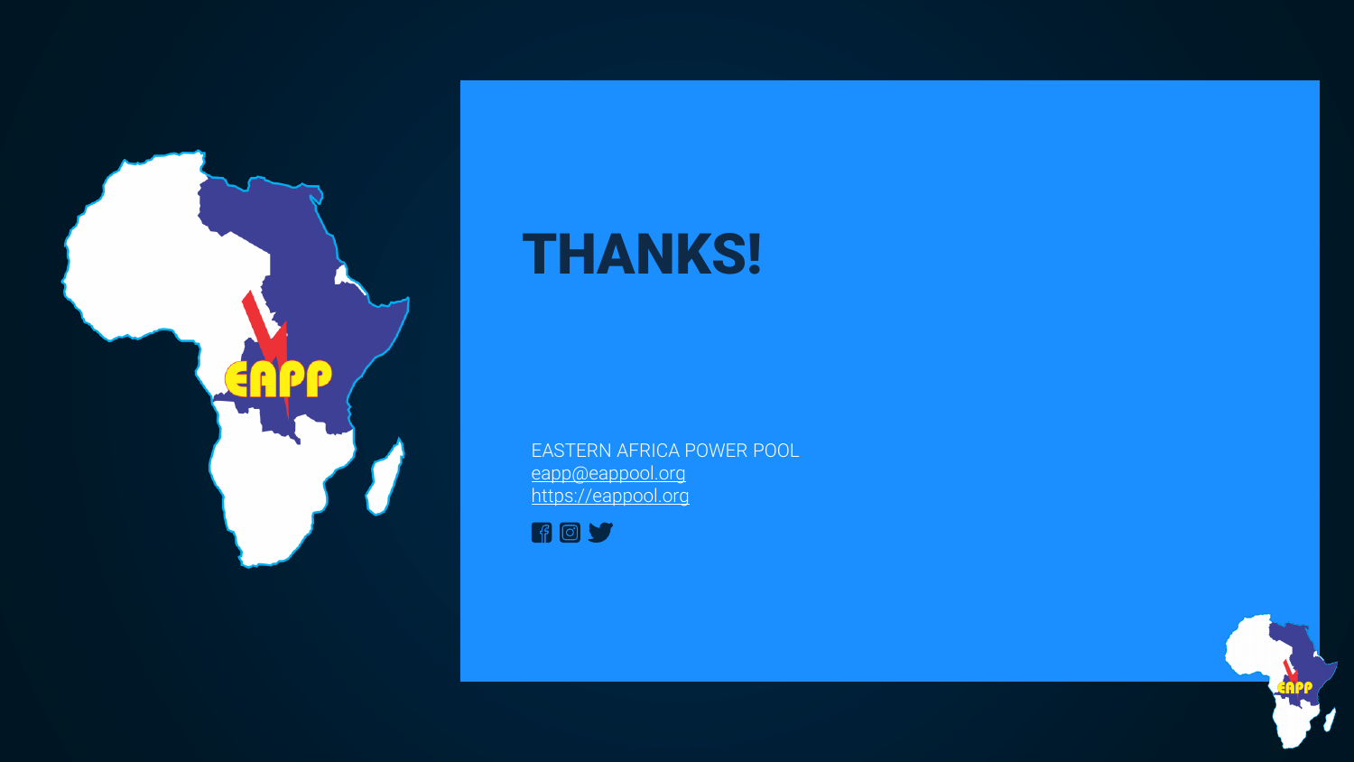# THANKS!

EASTERN AFRICA POWER POOL
eapp@eappool.org
https://eappool.org